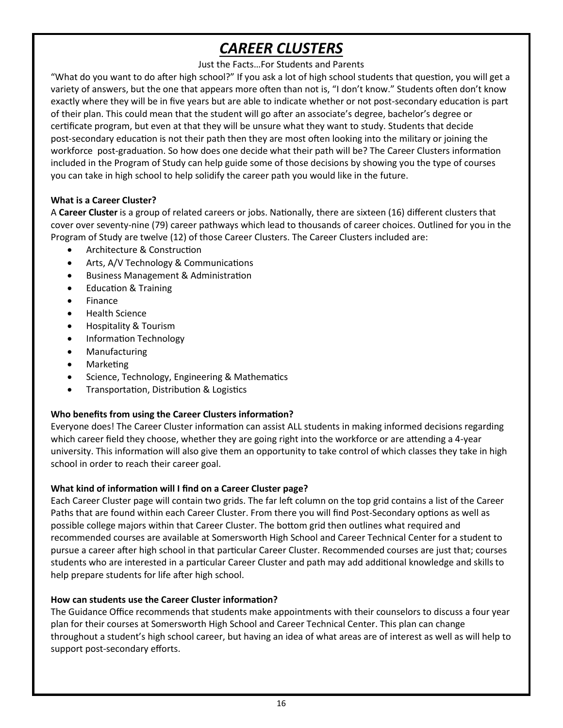# *CAREER CLUSTERS*

Just the Facts…For Students and Parents

"What do you want to do after high school?" If you ask a lot of high school students that question, you will get a variety of answers, but the one that appears more often than not is, "I don't know." Students often don't know exactly where they will be in five years but are able to indicate whether or not post-secondary education is part of their plan. This could mean that the student will go after an associate's degree, bachelor's degree or certificate program, but even at that they will be unsure what they want to study. Students that decide post-secondary education is not their path then they are most often looking into the military or joining the workforce post-graduation. So how does one decide what their path will be? The Career Clusters information included in the Program of Study can help guide some of those decisions by showing you the type of courses you can take in high school to help solidify the career path you would like in the future.

**What is a Career Cluster?**

A **Career Cluster** is a group of related careers or jobs. Nationally, there are sixteen (16) different clusters that cover over seventy-nine (79) career pathways which lead to thousands of career choices. Outlined for you in the Program of Study are twelve (12) of those Career Clusters. The Career Clusters included are:

- Architecture & Construction
- Arts, A/V Technology & Communications
- Business Management & Administration
- Education & Training
- Finance
- Health Science
- Hospitality & Tourism
- Information Technology
- Manufacturing
- Marketing
- Science, Technology, Engineering & Mathematics
- Transportation, Distribution & Logistics

**Who benefits from using the Career Clusters information?**

Everyone does! The Career Cluster information can assist ALL students in making informed decisions regarding which career field they choose, whether they are going right into the workforce or are attending a 4-year university. This information will also give them an opportunity to take control of which classes they take in high school in order to reach their career goal.

**What kind of information will I find on a Career Cluster page?**

Each Career Cluster page will contain two grids. The far left column on the top grid contains a list of the Career Paths that are found within each Career Cluster. From there you will find Post-Secondary options as well as possible college majors within that Career Cluster. The bottom grid then outlines what required and recommended courses are available at Somersworth High School and Career Technical Center for a student to pursue a career after high school in that particular Career Cluster. Recommended courses are just that; courses students who are interested in a particular Career Cluster and path may add additional knowledge and skills to help prepare students for life after high school.

**How can students use the Career Cluster information?**

The Guidance Office recommends that students make appointments with their counselors to discuss a four year plan for their courses at Somersworth High School and Career Technical Center. This plan can change throughout a student's high school career, but having an idea of what areas are of interest as well as will help to support post-secondary efforts.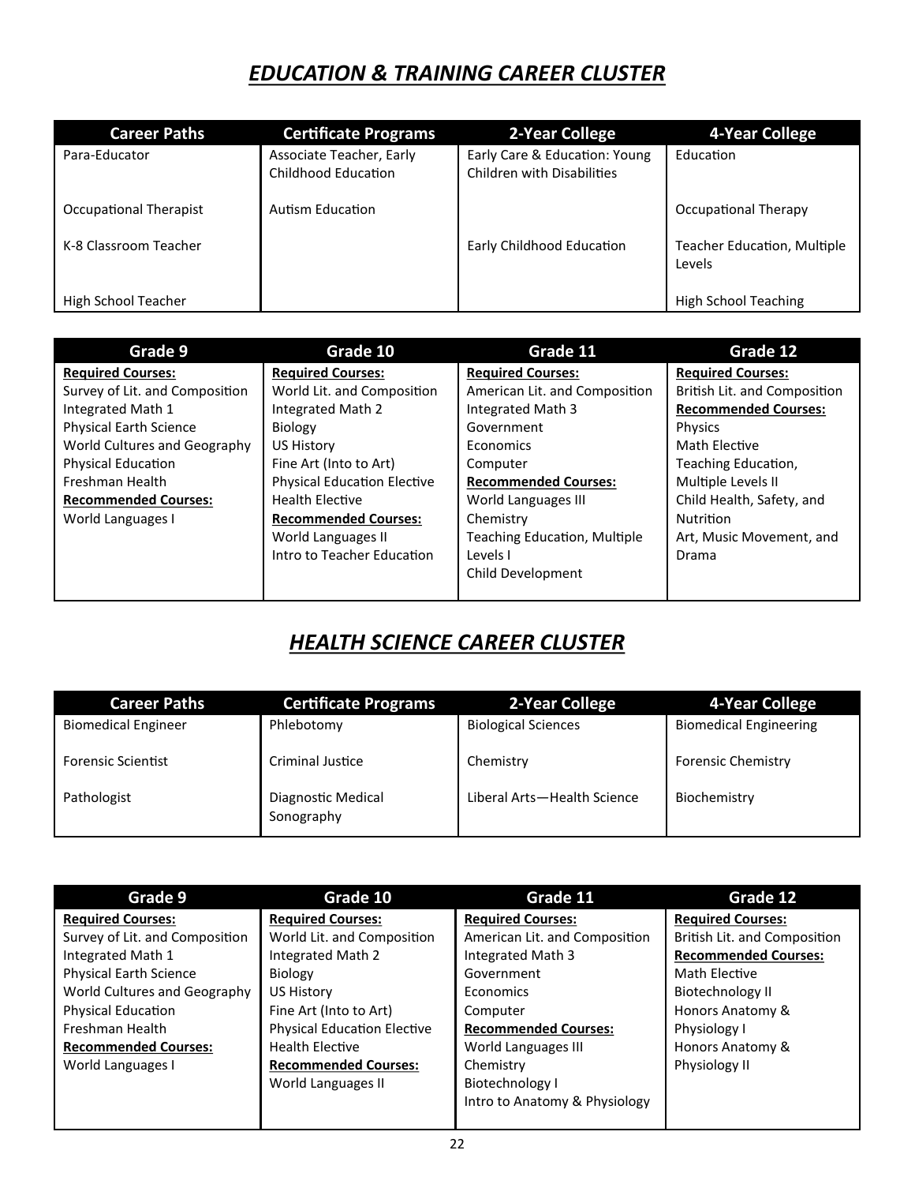# *EDUCATION & TRAINING CAREER CLUSTER*

| Career Paths | Certificate Programs | 2-Year College | 4-Year College |
|---|---|---|---|
| Para-Educator | Associate Teacher, Early Childhood Education | Early Care & Education: Young Children with Disabilities | Education |
| Occupational Therapist | Autism Education | | Occupational Therapy |
| K-8 Classroom Teacher | | Early Childhood Education | Teacher Education, Multiple Levels |
| High School Teacher | | | High School Teaching |

| Grade 9 | Grade 10 | Grade 11 | Grade 12 |
|---|---|---|---|
| **Required Courses:**<br>Survey of Lit. and Composition<br>Integrated Math 1<br>Physical Earth Science<br>World Cultures and Geography<br>Physical Education<br>Freshman Health<br>**Recommended Courses:**<br>World Languages I | **Required Courses:**<br>World Lit. and Composition<br>Integrated Math 2<br>Biology<br>US History<br>Fine Art (Into to Art)<br>Physical Education Elective<br>Health Elective<br>**Recommended Courses:**<br>World Languages II<br>Intro to Teacher Education | **Required Courses:**<br>American Lit. and Composition<br>Integrated Math 3<br>Government<br>Economics<br>Computer<br>**Recommended Courses:**<br>World Languages III<br>Chemistry<br>Teaching Education, Multiple Levels I<br>Child Development | **Required Courses:**<br>British Lit. and Composition<br>**Recommended Courses:**<br>Physics<br>Math Elective<br>Teaching Education, Multiple Levels II<br>Child Health, Safety, and Nutrition<br>Art, Music Movement, and Drama |

# *HEALTH SCIENCE CAREER CLUSTER*

| Career Paths | Certificate Programs | 2-Year College | 4-Year College |
|---|---|---|---|
| Biomedical Engineer | Phlebotomy | Biological Sciences | Biomedical Engineering |
| Forensic Scientist | Criminal Justice | Chemistry | Forensic Chemistry |
| Pathologist | Diagnostic Medical Sonography | Liberal Arts—Health Science | Biochemistry |

| Grade 9 | Grade 10 | Grade 11 | Grade 12 |
|---|---|---|---|
| **Required Courses:**<br>Survey of Lit. and Composition<br>Integrated Math 1<br>Physical Earth Science<br>World Cultures and Geography<br>Physical Education<br>Freshman Health<br>**Recommended Courses:**<br>World Languages I | **Required Courses:**<br>World Lit. and Composition<br>Integrated Math 2<br>Biology<br>US History<br>Fine Art (Into to Art)<br>Physical Education Elective<br>Health Elective<br>**Recommended Courses:**<br>World Languages II | **Required Courses:**<br>American Lit. and Composition<br>Integrated Math 3<br>Government<br>Economics<br>Computer<br>**Recommended Courses:**<br>World Languages III<br>Chemistry<br>Biotechnology I<br>Intro to Anatomy & Physiology | **Required Courses:**<br>British Lit. and Composition<br>**Recommended Courses:**<br>Math Elective<br>Biotechnology II<br>Honors Anatomy & Physiology I<br>Honors Anatomy & Physiology II |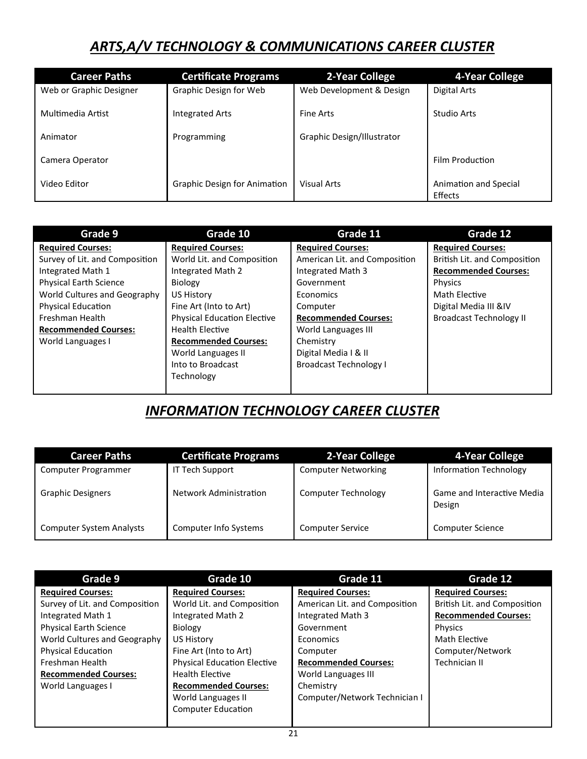## *ARTS,A/V TECHNOLOGY & COMMUNICATIONS CAREER CLUSTER*

| Career Paths | Certificate Programs | 2-Year College | 4-Year College |
|---|---|---|---|
| Web or Graphic Designer | Graphic Design for Web | Web Development & Design | Digital Arts |
| Multimedia Artist | Integrated Arts | Fine Arts | Studio Arts |
| Animator | Programming | Graphic Design/Illustrator | |
| Camera Operator | | | Film Production |
| Video Editor | Graphic Design for Animation | Visual Arts | Animation and Special Effects |

| Grade 9 | Grade 10 | Grade 11 | Grade 12 |
|---|---|---|---|
| **Required Courses:** | **Required Courses:** | **Required Courses:** | **Required Courses:** |
| Survey of Lit. and Composition | World Lit. and Composition | American Lit. and Composition | British Lit. and Composition |
| Integrated Math 1 | Integrated Math 2 | Integrated Math 3 | **Recommended Courses:** |
| Physical Earth Science | Biology | Government | Physics |
| World Cultures and Geography | US History | Economics | Math Elective |
| Physical Education | Fine Art (Into to Art) | Computer | Digital Media III &IV |
| Freshman Health | Physical Education Elective | **Recommended Courses:** | Broadcast Technology II |
| **Recommended Courses:** | Health Elective | World Languages III | |
| World Languages I | **Recommended Courses:** | Chemistry | |
| | World Languages II | Digital Media I & II | |
| | Into to Broadcast Technology | Broadcast Technology I | |

## *INFORMATION TECHNOLOGY CAREER CLUSTER*

| Career Paths | Certificate Programs | 2-Year College | 4-Year College |
|---|---|---|---|
| Computer Programmer | IT Tech Support | Computer Networking | Information Technology |
| Graphic Designers | Network Administration | Computer Technology | Game and Interactive Media Design |
| Computer System Analysts | Computer Info Systems | Computer Service | Computer Science |

| Grade 9 | Grade 10 | Grade 11 | Grade 12 |
|---|---|---|---|
| **Required Courses:** | **Required Courses:** | **Required Courses:** | **Required Courses:** |
| Survey of Lit. and Composition | World Lit. and Composition | American Lit. and Composition | British Lit. and Composition |
| Integrated Math 1 | Integrated Math 2 | Integrated Math 3 | **Recommended Courses:** |
| Physical Earth Science | Biology | Government | Physics |
| World Cultures and Geography | US History | Economics | Math Elective |
| Physical Education | Fine Art (Into to Art) | Computer | Computer/Network Technician II |
| Freshman Health | Physical Education Elective | **Recommended Courses:** | |
| **Recommended Courses:** | Health Elective | World Languages III | |
| World Languages I | **Recommended Courses:** | Chemistry | |
| | World Languages II | Computer/Network Technician I | |
| | Computer Education | | |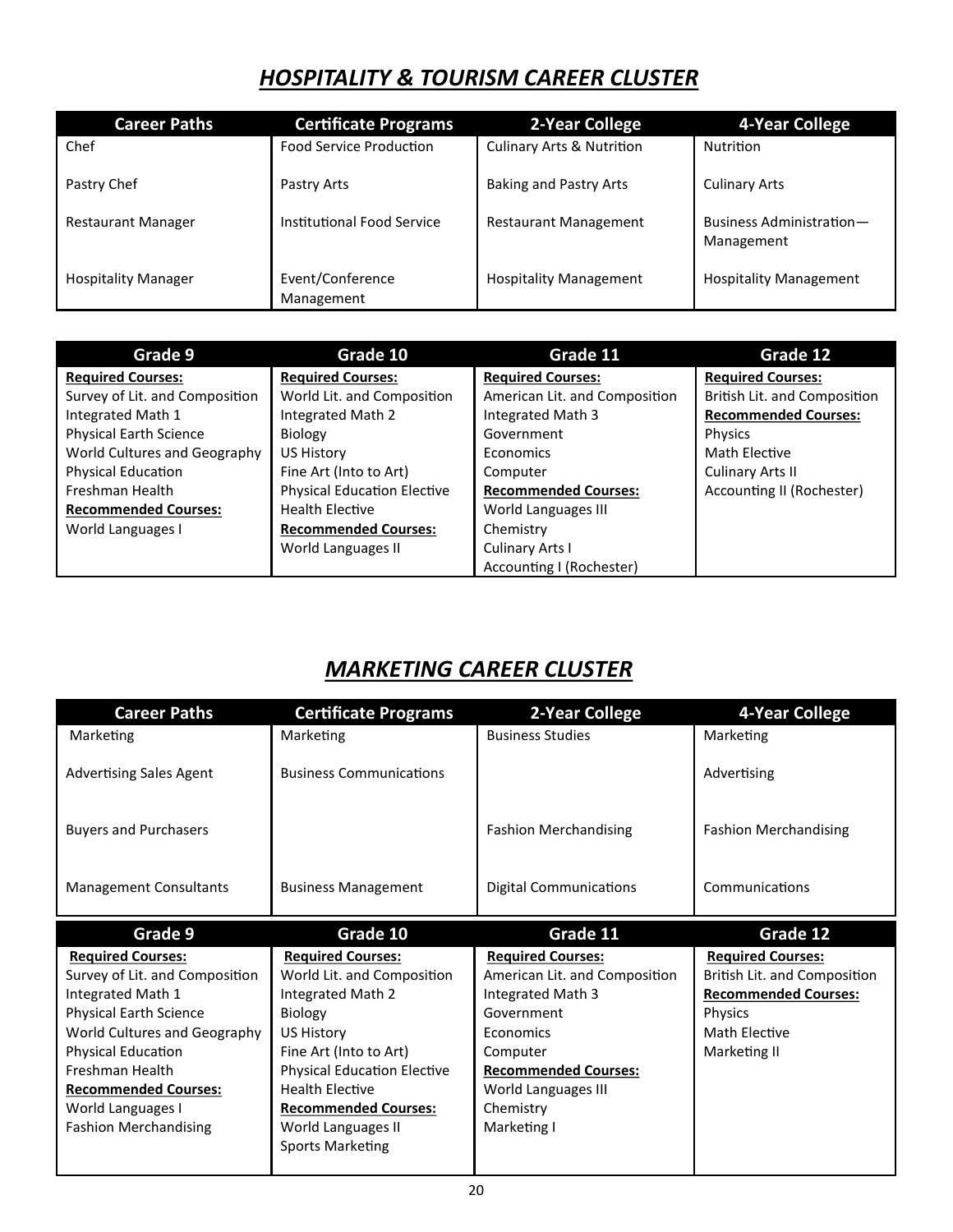## *HOSPITALITY & TOURISM CAREER CLUSTER*

| Career Paths | Certificate Programs | 2-Year College | 4-Year College |
|---|---|---|---|
| Chef | Food Service Production | Culinary Arts & Nutrition | Nutrition |
| Pastry Chef | Pastry Arts | Baking and Pastry Arts | Culinary Arts |
| Restaurant Manager | Institutional Food Service | Restaurant Management | Business Administration—Management |
| Hospitality Manager | Event/Conference Management | Hospitality Management | Hospitality Management |

| Grade 9 | Grade 10 | Grade 11 | Grade 12 |
|---|---|---|---|
| **Required Courses:** | **Required Courses:** | **Required Courses:** | **Required Courses:** |
| Survey of Lit. and Composition | World Lit. and Composition | American Lit. and Composition | British Lit. and Composition |
| Integrated Math 1 | Integrated Math 2 | Integrated Math 3 | **Recommended Courses:** |
| Physical Earth Science | Biology | Government | Physics |
| World Cultures and Geography | US History | Economics | Math Elective |
| Physical Education | Fine Art (Into to Art) | Computer | Culinary Arts II |
| Freshman Health | Physical Education Elective | **Recommended Courses:** | Accounting II (Rochester) |
| **Recommended Courses:** | Health Elective | World Languages III | |
| World Languages I | **Recommended Courses:** | Chemistry | |
| | World Languages II | Culinary Arts I | |
| | | Accounting I (Rochester) | |

## *MARKETING CAREER CLUSTER*

| Career Paths | Certificate Programs | 2-Year College | 4-Year College |
|---|---|---|---|
| Marketing | Marketing | Business Studies | Marketing |
| Advertising Sales Agent | Business Communications | | Advertising |
| Buyers and Purchasers | | Fashion Merchandising | Fashion Merchandising |
| Management Consultants | Business Management | Digital Communications | Communications |

| Grade 9 | Grade 10 | Grade 11 | Grade 12 |
|---|---|---|---|
| **Required Courses:** | **Required Courses:** | **Required Courses:** | **Required Courses:** |
| Survey of Lit. and Composition | World Lit. and Composition | American Lit. and Composition | British Lit. and Composition |
| Integrated Math 1 | Integrated Math 2 | Integrated Math 3 | **Recommended Courses:** |
| Physical Earth Science | Biology | Government | Physics |
| World Cultures and Geography | US History | Economics | Math Elective |
| Physical Education | Fine Art (Into to Art) | Computer | Marketing II |
| Freshman Health | Physical Education Elective | **Recommended Courses:** | |
| **Recommended Courses:** | Health Elective | World Languages III | |
| World Languages I | **Recommended Courses:** | Chemistry | |
| Fashion Merchandising | World Languages II | Marketing I | |
| | Sports Marketing | | |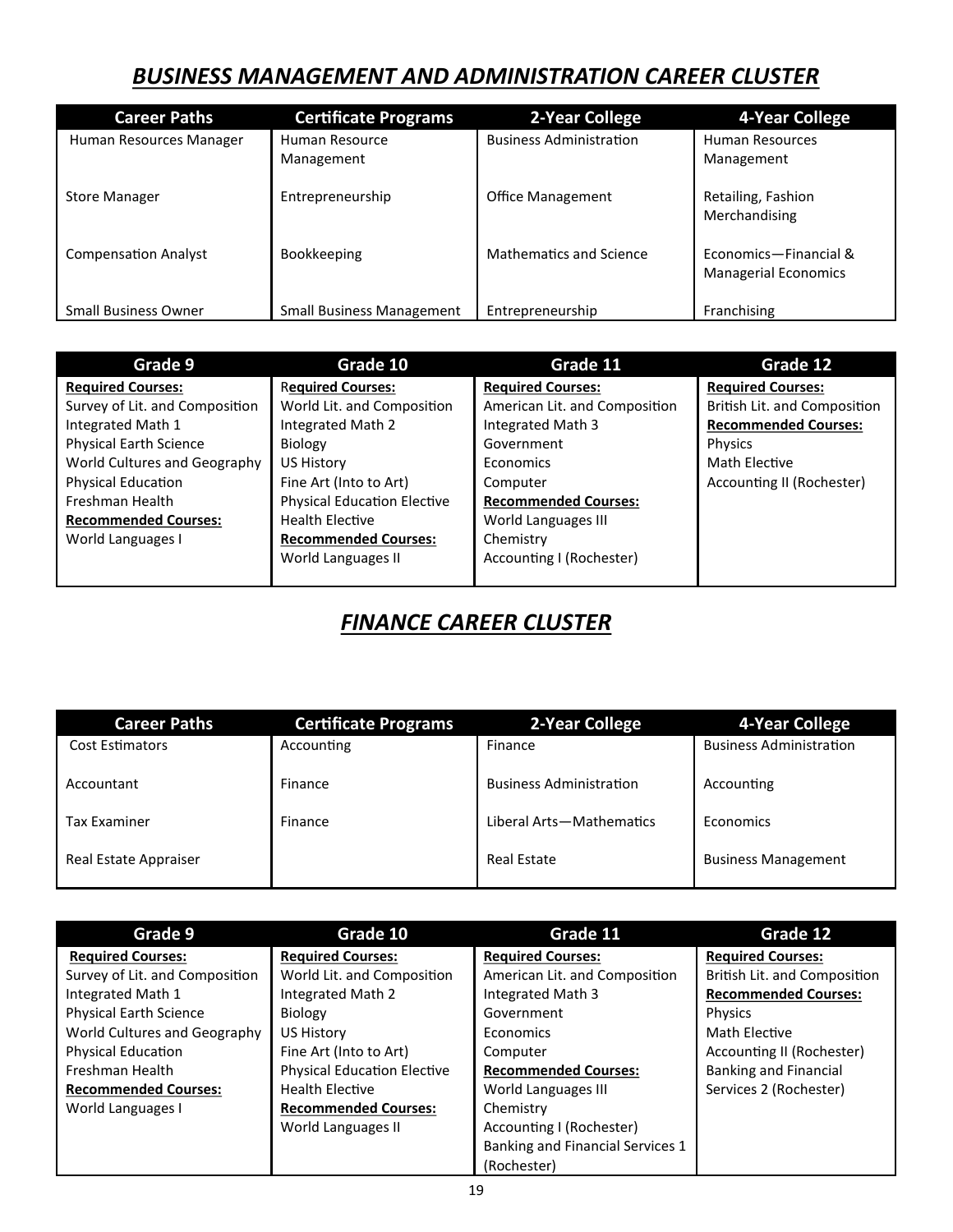# *BUSINESS MANAGEMENT AND ADMINISTRATION CAREER CLUSTER*

| Career Paths | Certificate Programs | 2-Year College | 4-Year College |
|---|---|---|---|
| Human Resources Manager | Human Resource Management | Business Administration | Human Resources Management |
| Store Manager | Entrepreneurship | Office Management | Retailing, Fashion Merchandising |
| Compensation Analyst | Bookkeeping | Mathematics and Science | Economics—Financial & Managerial Economics |
| Small Business Owner | Small Business Management | Entrepreneurship | Franchising |

| Grade 9 | Grade 10 | Grade 11 | Grade 12 |
|---|---|---|---|
| **Required Courses:** | **Required Courses:** | **Required Courses:** | **Required Courses:** |
| Survey of Lit. and Composition | World Lit. and Composition | American Lit. and Composition | British Lit. and Composition |
| Integrated Math 1 | Integrated Math 2 | Integrated Math 3 | **Recommended Courses:** |
| Physical Earth Science | Biology | Government | Physics |
| World Cultures and Geography | US History | Economics | Math Elective |
| Physical Education | Fine Art (Into to Art) | Computer | Accounting II (Rochester) |
| Freshman Health | Physical Education Elective | **Recommended Courses:** | |
| **Recommended Courses:** | Health Elective | World Languages III | |
| World Languages I | **Recommended Courses:** | Chemistry | |
| | World Languages II | Accounting I (Rochester) | |

# *FINANCE CAREER CLUSTER*

| Career Paths | Certificate Programs | 2-Year College | 4-Year College |
|---|---|---|---|
| Cost Estimators | Accounting | Finance | Business Administration |
| Accountant | Finance | Business Administration | Accounting |
| Tax Examiner | Finance | Liberal Arts—Mathematics | Economics |
| Real Estate Appraiser | | Real Estate | Business Management |

| Grade 9 | Grade 10 | Grade 11 | Grade 12 |
|---|---|---|---|
| **Required Courses:** | **Required Courses:** | **Required Courses:** | **Required Courses:** |
| Survey of Lit. and Composition | World Lit. and Composition | American Lit. and Composition | British Lit. and Composition |
| Integrated Math 1 | Integrated Math 2 | Integrated Math 3 | **Recommended Courses:** |
| Physical Earth Science | Biology | Government | Physics |
| World Cultures and Geography | US History | Economics | Math Elective |
| Physical Education | Fine Art (Into to Art) | Computer | Accounting II (Rochester) |
| Freshman Health | Physical Education Elective | **Recommended Courses:** | Banking and Financial Services 2 (Rochester) |
| **Recommended Courses:** | Health Elective | World Languages III | |
| World Languages I | **Recommended Courses:** | Chemistry | |
| | World Languages II | Accounting I (Rochester) | |
| | | Banking and Financial Services 1 (Rochester) | |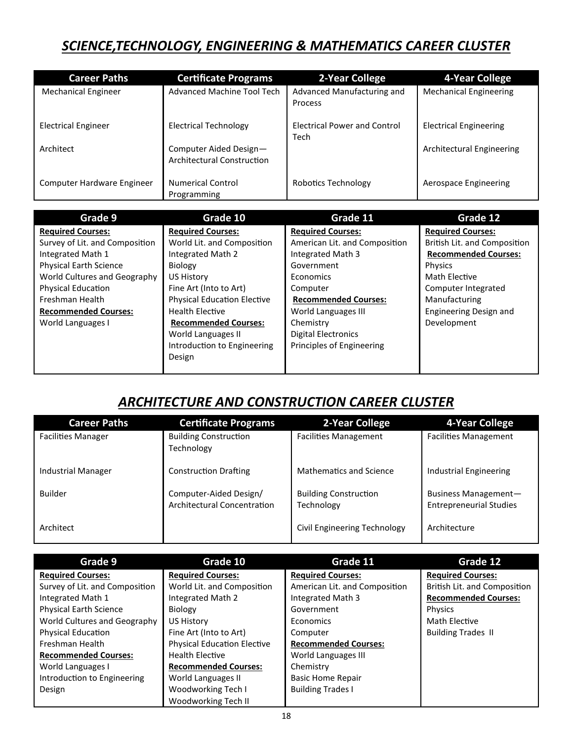## *SCIENCE,TECHNOLOGY, ENGINEERING & MATHEMATICS CAREER CLUSTER*

| Career Paths | Certificate Programs | 2-Year College | 4-Year College |
|---|---|---|---|
| Mechanical Engineer | Advanced Machine Tool Tech | Advanced Manufacturing and Process | Mechanical Engineering |
| Electrical Engineer | Electrical Technology | Electrical Power and Control Tech | Electrical Engineering |
| Architect | Computer Aided Design—Architectural Construction | | Architectural Engineering |
| Computer Hardware Engineer | Numerical Control Programming | Robotics Technology | Aerospace Engineering |

| Grade 9 | Grade 10 | Grade 11 | Grade 12 |
|---|---|---|---|
| **Required Courses:** | **Required Courses:** | **Required Courses:** | **Required Courses:** |
| Survey of Lit. and Composition | World Lit. and Composition | American Lit. and Composition | British Lit. and Composition |
| Integrated Math 1 | Integrated Math 2 | Integrated Math 3 | **Recommended Courses:** |
| Physical Earth Science | Biology | Government | Physics |
| World Cultures and Geography | US History | Economics | Math Elective |
| Physical Education | Fine Art (Into to Art) | Computer | Computer Integrated Manufacturing |
| Freshman Health | Physical Education Elective | **Recommended Courses:** | Engineering Design and Development |
| **Recommended Courses:** | Health Elective | World Languages III | |
| World Languages I | **Recommended Courses:** | Chemistry | |
| | World Languages II | Digital Electronics | |
| | Introduction to Engineering Design | Principles of Engineering | |

## *ARCHITECTURE AND CONSTRUCTION CAREER CLUSTER*

| Career Paths | Certificate Programs | 2-Year College | 4-Year College |
|---|---|---|---|
| Facilities Manager | Building Construction Technology | Facilities Management | Facilities Management |
| Industrial Manager | Construction Drafting | Mathematics and Science | Industrial Engineering |
| Builder | Computer-Aided Design/ Architectural Concentration | Building Construction Technology | Business Management—Entrepreneurial Studies |
| Architect | | Civil Engineering Technology | Architecture |

| Grade 9 | Grade 10 | Grade 11 | Grade 12 |
|---|---|---|---|
| **Required Courses:** | **Required Courses:** | **Required Courses:** | **Required Courses:** |
| Survey of Lit. and Composition | World Lit. and Composition | American Lit. and Composition | British Lit. and Composition |
| Integrated Math 1 | Integrated Math 2 | Integrated Math 3 | **Recommended Courses:** |
| Physical Earth Science | Biology | Government | Physics |
| World Cultures and Geography | US History | Economics | Math Elective |
| Physical Education | Fine Art (Into to Art) | Computer | Building Trades II |
| Freshman Health | Physical Education Elective | **Recommended Courses:** | |
| **Recommended Courses:** | Health Elective | World Languages III | |
| World Languages I | **Recommended Courses:** | Chemistry | |
| Introduction to Engineering Design | World Languages II | Basic Home Repair | |
| | Woodworking Tech I | Building Trades I | |
| | Woodworking Tech II | | |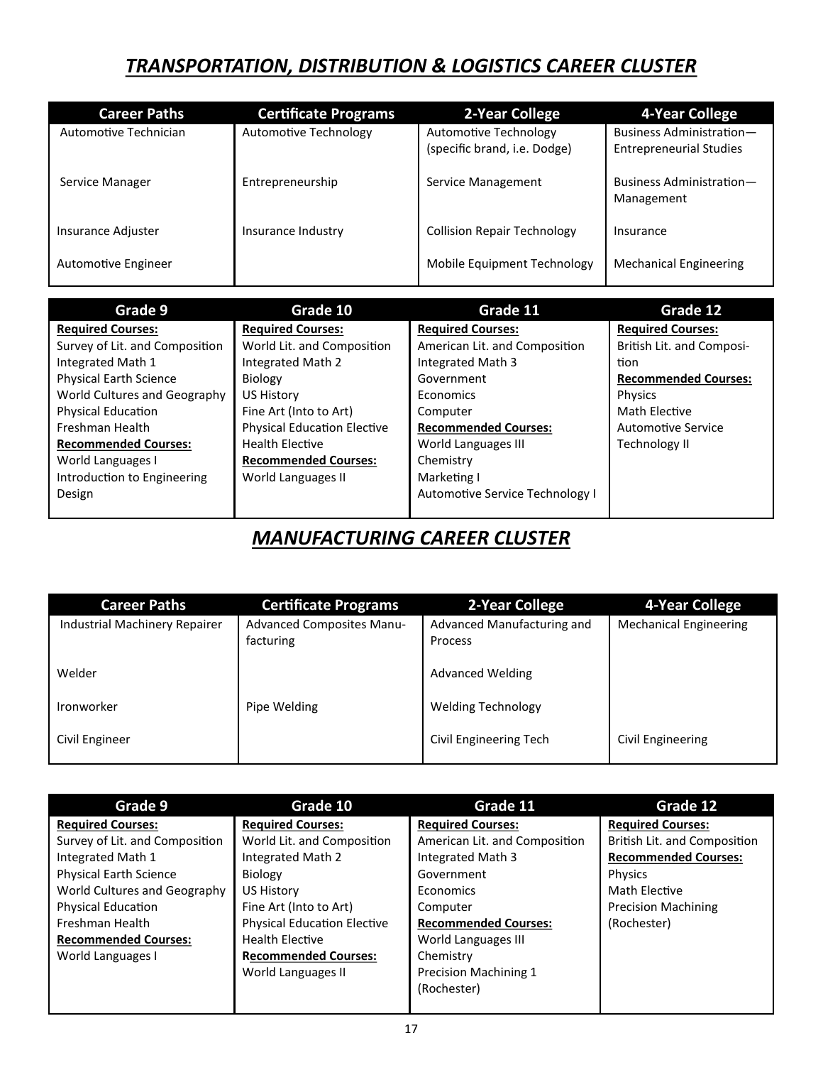# *TRANSPORTATION, DISTRIBUTION & LOGISTICS CAREER CLUSTER*

| Career Paths | Certificate Programs | 2-Year College | 4-Year College |
|---|---|---|---|
| Automotive Technician | Automotive Technology | Automotive Technology (specific brand, i.e. Dodge) | Business Administration—Entrepreneurial Studies |
| Service Manager | Entrepreneurship | Service Management | Business Administration—Management |
| Insurance Adjuster | Insurance Industry | Collision Repair Technology | Insurance |
| Automotive Engineer | | Mobile Equipment Technology | Mechanical Engineering |

| Grade 9 | Grade 10 | Grade 11 | Grade 12 |
|---|---|---|---|
| **Required Courses:**<br>Survey of Lit. and Composition<br>Integrated Math 1<br>Physical Earth Science<br>World Cultures and Geography<br>Physical Education<br>Freshman Health<br>**Recommended Courses:**<br>World Languages I<br>Introduction to Engineering Design | **Required Courses:**<br>World Lit. and Composition<br>Integrated Math 2<br>Biology<br>US History<br>Fine Art (Into to Art)<br>Physical Education Elective<br>Health Elective<br>**Recommended Courses:**<br>World Languages II | **Required Courses:**<br>American Lit. and Composition<br>Integrated Math 3<br>Government<br>Economics<br>Computer<br>**Recommended Courses:**<br>World Languages III<br>Chemistry<br>Marketing I<br>Automotive Service Technology I | **Required Courses:**<br>British Lit. and Composition<br>**Recommended Courses:**<br>Physics<br>Math Elective<br>Automotive Service Technology II |

# *MANUFACTURING CAREER CLUSTER*

| Career Paths | Certificate Programs | 2-Year College | 4-Year College |
|---|---|---|---|
| Industrial Machinery Repairer | Advanced Composites Manufacturing | Advanced Manufacturing and Process | Mechanical Engineering |
| Welder | | Advanced Welding | |
| Ironworker | Pipe Welding | Welding Technology | |
| Civil Engineer | | Civil Engineering Tech | Civil Engineering |

| Grade 9 | Grade 10 | Grade 11 | Grade 12 |
|---|---|---|---|
| **Required Courses:**<br>Survey of Lit. and Composition<br>Integrated Math 1<br>Physical Earth Science<br>World Cultures and Geography<br>Physical Education<br>Freshman Health<br>**Recommended Courses:**<br>World Languages I | **Required Courses:**<br>World Lit. and Composition<br>Integrated Math 2<br>Biology<br>US History<br>Fine Art (Into to Art)<br>Physical Education Elective<br>Health Elective<br>**Recommended Courses:**<br>World Languages II | **Required Courses:**<br>American Lit. and Composition<br>Integrated Math 3<br>Government<br>Economics<br>Computer<br>**Recommended Courses:**<br>World Languages III<br>Chemistry<br>Precision Machining 1 (Rochester) | **Required Courses:**<br>British Lit. and Composition<br>**Recommended Courses:**<br>Physics<br>Math Elective<br>Precision Machining (Rochester) |